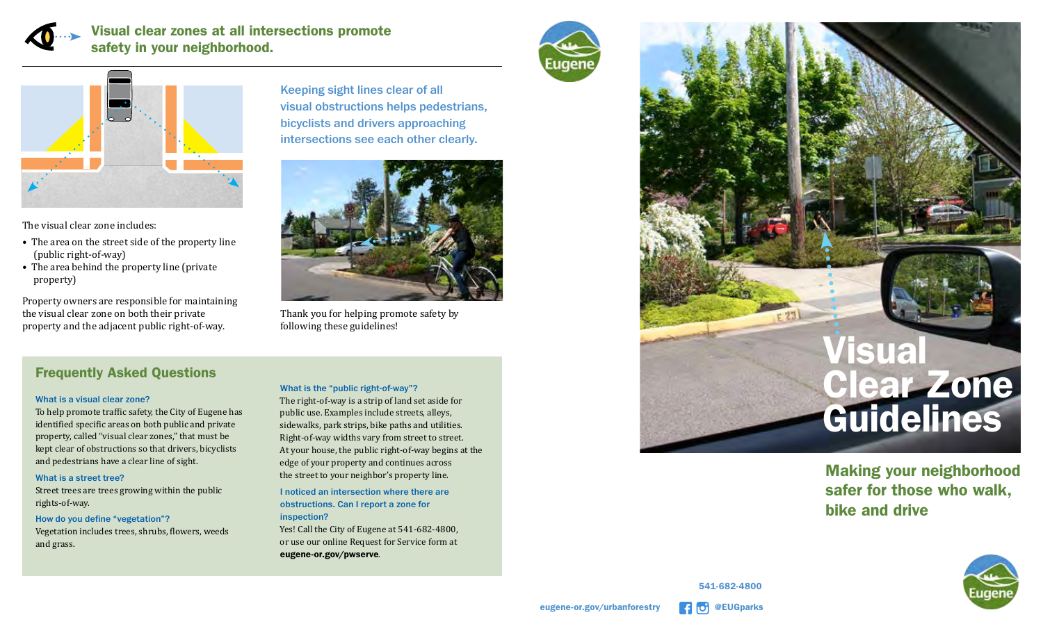## Visual clear zones at all intersections promote safety in your neighborhood.

The visual clear zone includes:

- The area on the street side of the property line (public right-of-way)
- The area behind the property line (private property)

Property owners are responsible for maintaining the visual clear zone on both their private property and the adjacent public right-of-way.

Keeping sight lines clear of all visual obstructions helps pedestrians, bicyclists and drivers approaching intersections see each other clearly.

Thank you for helping promote safety by following these guidelines!

## Frequently Asked Questions

**What is a visual clear zone?**

To help promote traffic safety, the City of Eugene has identified specific areas on both public and private property, called "visual clear zones," that must be kept clear of obstructions so that drivers, bicyclists and pedestrians have a clear line of sight.

**What is a street tree?**

Street trees are trees growing within the public rights-of-way.

**How do you define "vegetation"?**

Vegetation includes trees, shrubs, flowers, weeds and grass.

**What is the "public right-of-way"?**

The right-of-way is a strip of land set aside for public use. Examples include streets, alleys, sidewalks, park strips, bike paths and utilities. Right-of-way widths vary from street to street. At your house, the public right-of-way begins at the edge of your property and continues across the street to your neighbor's property line.

**I noticed an intersection where there are obstructions. Can I report a zone for inspection?**

Yes! Call the City of Eugene at 541-682-4800, or use our online Request for Service form at **eugene-or.gov/pwserve**.

Eugene

# Visual Clear Zone Guidelines

## Making your neighborhood safer for those who walk, bike and drive

541-682-4800

eugene-or.gov/urbanforestry

@EUGparks

Eugene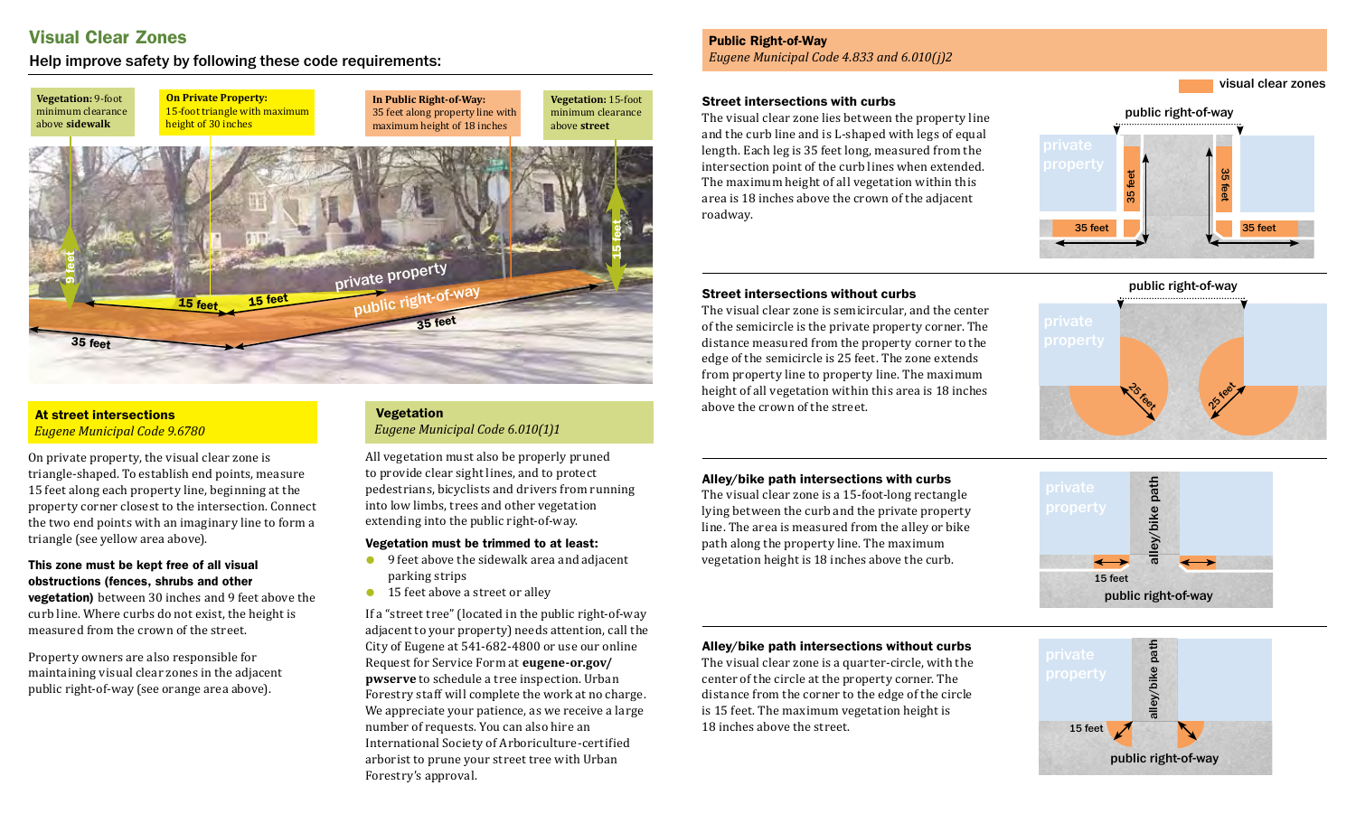## Visual Clear Zones

### Help improve safety by following these code requirements:

**Vegetation:** 9-foot minimum clearance above **sidewalk**

**On Private Property:** 15-foot triangle with maximum height of 30 inches

**In Public Right-of-Way:** 35 feet along property line with maximum height of 18 inches

**Vegetation:** 15-foot minimum clearance above **street**

9 feet

15 feet

15 feet

35 feet

private property

public right-of-way

35 feet

15 feet

### At street intersections

*Eugene Municipal Code 9.6780*

On private property, the visual clear zone is triangle-shaped. To establish end points, measure 15 feet along each property line, beginning at the property corner closest to the intersection. Connect the two end points with an imaginary line to form a triangle (see yellow area above).

**This zone must be kept free of all visual obstructions (fences, shrubs and other vegetation)** between 30 inches and 9 feet above the curb line. Where curbs do not exist, the height is measured from the crown of the street.

Property owners are also responsible for maintaining visual clear zones in the adjacent public right-of-way (see orange area above).

### Vegetation

*Eugene Municipal Code 6.010(1)1*

All vegetation must also be properly pruned to provide clear sight lines, and to protect pedestrians, bicyclists and drivers from running into low limbs, trees and other vegetation extending into the public right-of-way.

**Vegetation must be trimmed to at least:**

- 9 feet above the sidewalk area and adjacent parking strips
- 15 feet above a street or alley

If a "street tree" (located in the public right-of-way adjacent to your property) needs attention, call the City of Eugene at 541-682-4800 or use our online Request for Service Form at **eugene-or.gov/pwserve** to schedule a tree inspection. Urban Forestry staff will complete the work at no charge. We appreciate your patience, as we receive a large number of requests. You can also hire an International Society of Arboriculture-certified arborist to prune your street tree with Urban Forestry's approval.

## Public Right-of-Way

*Eugene Municipal Code 4.833 and 6.010(j)2*

visual clear zones

### Street intersections with curbs

The visual clear zone lies between the property line and the curb line and is L-shaped with legs of equal length. Each leg is 35 feet long, measured from the intersection point of the curb lines when extended. The maximum height of all vegetation within this area is 18 inches above the crown of the adjacent roadway.

public right-of-way

private property

35 feet

35 feet

35 feet

35 feet

### Street intersections without curbs

The visual clear zone is semicircular, and the center of the semicircle is the private property corner. The distance measured from the property corner to the edge of the semicircle is 25 feet. The zone extends from property line to property line. The maximum height of all vegetation within this area is 18 inches above the crown of the street.

public right-of-way

private property

25 feet

25 feet

### Alley/bike path intersections with curbs

The visual clear zone is a 15-foot-long rectangle lying between the curb and the private property line. The area is measured from the alley or bike path along the property line. The maximum vegetation height is 18 inches above the curb.

private property

alley/bike path

15 feet

public right-of-way

### Alley/bike path intersections without curbs

The visual clear zone is a quarter-circle, with the center of the circle at the property corner. The distance from the corner to the edge of the circle is 15 feet. The maximum vegetation height is 18 inches above the street.

private property

alley/bike path

15 feet

public right-of-way